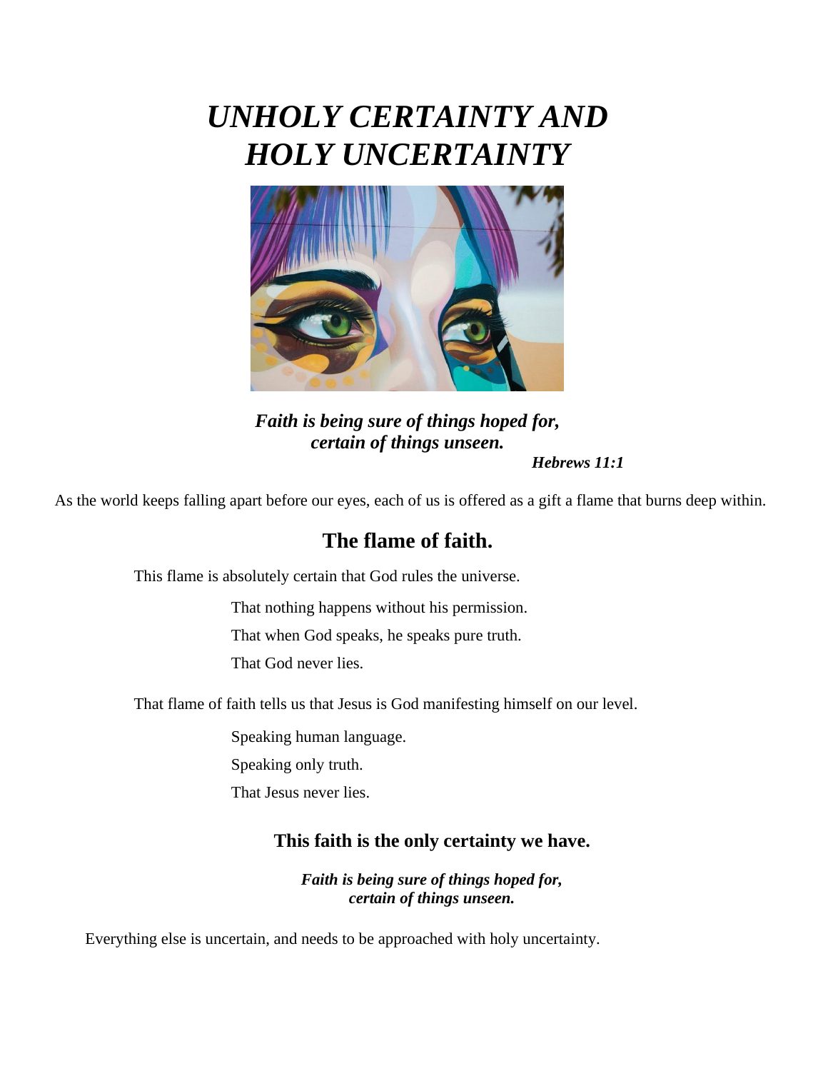# *UNHOLY CERTAINTY AND HOLY UNCERTAINTY*

***Faith is being sure of things hoped for, certain of things unseen.***

***Hebrews 11:1***

As the world keeps falling apart before our eyes, each of us is offered as a gift a flame that burns deep within.

## The flame of faith.

This flame is absolutely certain that God rules the universe.

That nothing happens without his permission.

That when God speaks, he speaks pure truth.

That God never lies.

That flame of faith tells us that Jesus is God manifesting himself on our level.

Speaking human language.

Speaking only truth.

That Jesus never lies.

### This faith is the only certainty we have.

***Faith is being sure of things hoped for, certain of things unseen.***

Everything else is uncertain, and needs to be approached with holy uncertainty.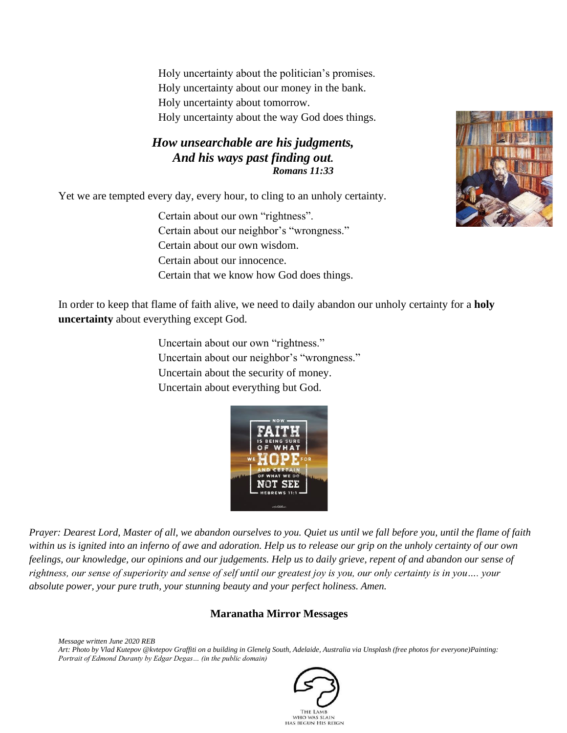Holy uncertainty about the politician's promises.
Holy uncertainty about our money in the bank.
Holy uncertainty about tomorrow.
Holy uncertainty about the way God does things.

***How unsearchable are his judgments,***
***And his ways past finding out.***
***Romans 11:33***

Yet we are tempted every day, every hour, to cling to an unholy certainty.

Certain about our own "rightness".
Certain about our neighbor's "wrongness."
Certain about our own wisdom.
Certain about our innocence.
Certain that we know how God does things.

In order to keep that flame of faith alive, we need to daily abandon our unholy certainty for a **holy uncertainty** about everything except God.

Uncertain about our own "rightness."
Uncertain about our neighbor's "wrongness."
Uncertain about the security of money.
Uncertain about everything but God.

*Prayer: Dearest Lord, Master of all, we abandon ourselves to you. Quiet us until we fall before you, until the flame of faith within us is ignited into an inferno of awe and adoration. Help us to release our grip on the unholy certainty of our own feelings, our knowledge, our opinions and our judgements. Help us to daily grieve, repent of and abandon our sense of rightness, our sense of superiority and sense of self until our greatest joy is you, our only certainty is in you…. your absolute power, your pure truth, your stunning beauty and your perfect holiness. Amen.*

**Maranatha Mirror Messages**

*Message written June 2020 REB*
*Art: Photo by Vlad Kutepov @kvtepov Graffiti on a building in Glenelg South, Adelaide, Australia via Unsplash (free photos for everyone)Painting: Portrait of Edmond Duranty by Edgar Degas… (in the public domain)*

THE LAMB WHO WAS SLAIN HAS BEGUN HIS REIGN